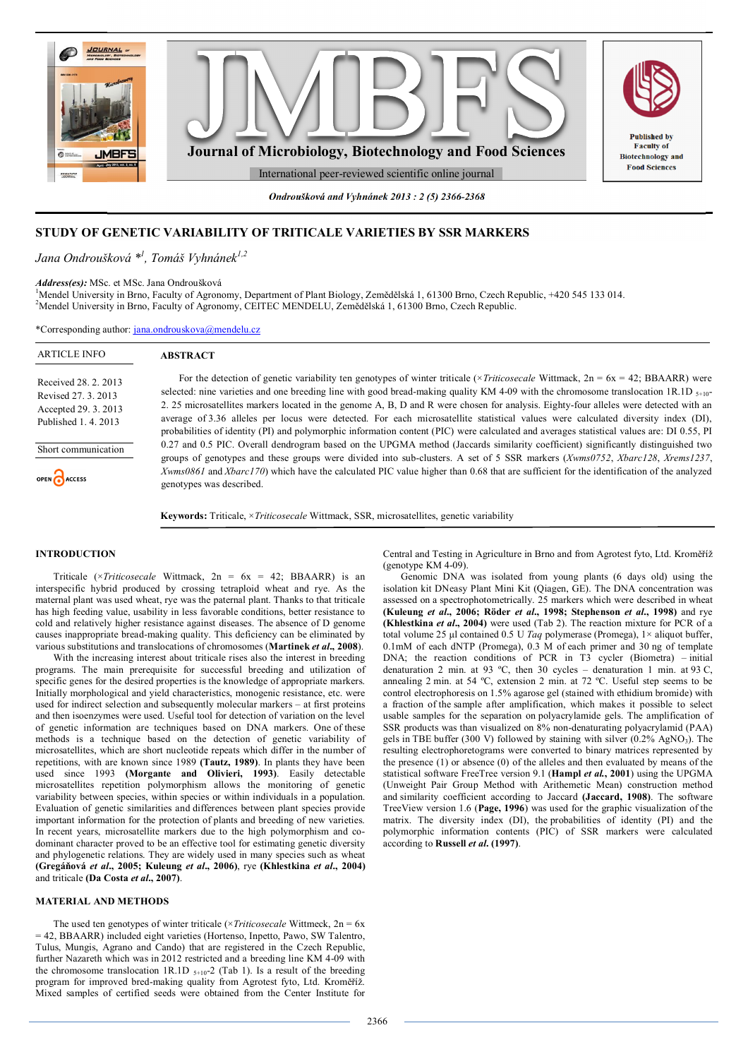# STUDY OF GENETIC VARIABILITY OF TRITICALE VARIETIES BY SSR MARKERS

*Jana Ondroušková* [*1], *Tomáš Vyhnánek* [1,2]

***Address(es):*** MSc. et MSc. Jana Ondroušková

[1] Mendel University in Brno, Faculty of Agronomy, Department of Plant Biology, Zemědělská 1, 61300 Brno, Czech Republic, +420 545 133 014.

[2] Mendel University in Brno, Faculty of Agronomy, CEITEC MENDELU, Zemědělská 1, 61300 Brno, Czech Republic.

*Corresponding author: jana.ondrouskova@mendelu.cz

**ARTICLE INFO**

Received 28. 2. 2013
Revised 27. 3. 2013
Accepted 29. 3. 2013
Published 1. 4. 2013

Short communication

OPEN ACCESS

**ABSTRACT**

For the detection of genetic variability ten genotypes of winter triticale (×*Triticosecale* Wittmack, 2n = 6x = 42; BBAARR) were selected: nine varieties and one breeding line with good bread-making quality KM 4-09 with the chromosome translocation 1R.1D $_{5+10}$-2. 25 microsatellites markers located in the genome A, B, D and R were chosen for analysis. Eighty-four alleles were detected with an average of 3.36 alleles per locus were detected. For each microsatellite statistical values were calculated diversity index (DI), probabilities of identity (PI) and polymorphic information content (PIC) were calculated and averages statistical values are: DI 0.55, PI 0.27 and 0.5 PIC. Overall dendrogram based on the UPGMA method (Jaccards similarity coefficient) significantly distinguished two groups of genotypes and these groups were divided into sub-clusters. A set of 5 SSR markers (*Xwms0752*, *Xbarc128*, *Xrems1237*, *Xwms0861* and *Xbarc170*) which have the calculated PIC value higher than 0.68 that are sufficient for the identification of the analyzed genotypes was described.

**Keywords:** Triticale, ×*Triticosecale* Wittmack, SSR, microsatellites, genetic variability

## INTRODUCTION

Triticale (×*Triticosecale* Wittmack, 2n = 6x = 42; BBAARR) is an interspecific hybrid produced by crossing tetraploid wheat and rye. As the maternal plant was used wheat, rye was the paternal plant. Thanks to that triticale has high feeding value, usability in less favorable conditions, better resistance to cold and relatively higher resistance against diseases. The absence of D genome causes inappropriate bread-making quality. This deficiency can be eliminated by various substitutions and translocations of chromosomes (**Martinek *et al.*, 2008**).

With the increasing interest about triticale rises also the interest in breeding programs. The main prerequisite for successful breeding and utilization of specific genes for the desired properties is the knowledge of appropriate markers. Initially morphological and yield characteristics, monogenic resistance, etc. were used for indirect selection and subsequently molecular markers – at first proteins and then isoenzymes were used. Useful tool for detection of variation on the level of genetic information are techniques based on DNA markers. One of these methods is a technique based on the detection of genetic variability of microsatellites, which are short nucleotide repeats which differ in the number of repetitions, with are known since 1989 **(Tautz, 1989)**. In plants they have been used since 1993 **(Morgante and Olivieri, 1993)**. Easily detectable microsatellites repetition polymorphism allows the monitoring of genetic variability between species, within species or within individuals in a population. Evaluation of genetic similarities and differences between plant species provide important information for the protection of plants and breeding of new varieties. In recent years, microsatellite markers due to the high polymorphism and co-dominant character proved to be an effective tool for estimating genetic diversity and phylogenetic relations. They are widely used in many species such as wheat **(Gregáňová *et al.*, 2005; Kuleung *et al.*, 2006)**, rye **(Khlestkina *et al.*, 2004)** and triticale **(Da Costa *et al.*, 2007)**.

## MATERIAL AND METHODS

The used ten genotypes of winter triticale (×*Triticosecale* Wittmack, 2n = 6x = 42, BBAARR) included eight varieties (Hortenso, Inpetto, Pawo, SW Talentro, Tulus, Mungis, Agrano and Cando) that are registered in the Czech Republic, further Nazareth which was in 2012 restricted and a breeding line KM 4-09 with the chromosome translocation 1R.1D $_{5+10}$-2 (Tab 1). Is a result of the breeding program for improved bred-making quality from Agrotest fyto, Ltd. Kroměříž. Mixed samples of certified seeds were obtained from the Center Institute for Central and Testing in Agriculture in Brno and from Agrotest fyto, Ltd. Kroměříž (genotype KM 4-09).

Genomic DNA was isolated from young plants (6 days old) using the isolation kit DNeasy Plant Mini Kit (Qiagen, GE). The DNA concentration was assessed on a spectrophotometrically. 25 markers which were described in wheat **(Kuleung *et al.*, 2006; Röder *et al.*, 1998; Stephenson *et al.*, 1998)** and rye **(Khlestkina *et al.*, 2004)** were used (Tab 2). The reaction mixture for PCR of a total volume 25 µl contained 0.5 U *Taq* polymerase (Promega), 1× aliquot buffer, 0.1mM of each dNTP (Promega), 0.3 M of each primer and 30 ng of template DNA; the reaction conditions of PCR in T3 cycler (Biometra) – initial denaturation 2 min. at 93 ºC, then 30 cycles – denaturation 1 min. at 93 C, annealing 2 min. at 54 ºC, extension 2 min. at 72 ºC. Useful step seems to be control electrophoresis on 1.5% agarose gel (stained with ethidium bromide) with a fraction of the sample after amplification, which makes it possible to select usable samples for the separation on polyacrylamide gels. The amplification of SSR products was than visualized on 8% non-denaturating polyacrylamid (PAA) gels in TBE buffer (300 V) followed by staining with silver (0.2% $AgNO_3$). The resulting electrophoretograms were converted to binary matrices represented by the presence (1) or absence (0) of the alleles and then evaluated by means of the statistical software FreeTree version 9.1 (**Hampl *et al.*, 2001**) using the UPGMA (Unweight Pair Group Method with Arithemetic Mean) construction method and similarity coefficient according to Jaccard **(Jaccard, 1908)**. The software TreeView version 1.6 (**Page, 1996**) was used for the graphic visualization of the matrix. The diversity index (DI), the probabilities of identity (PI) and the polymorphic information contents (PIC) of SSR markers were calculated according to **Russell *et al.* (1997)**.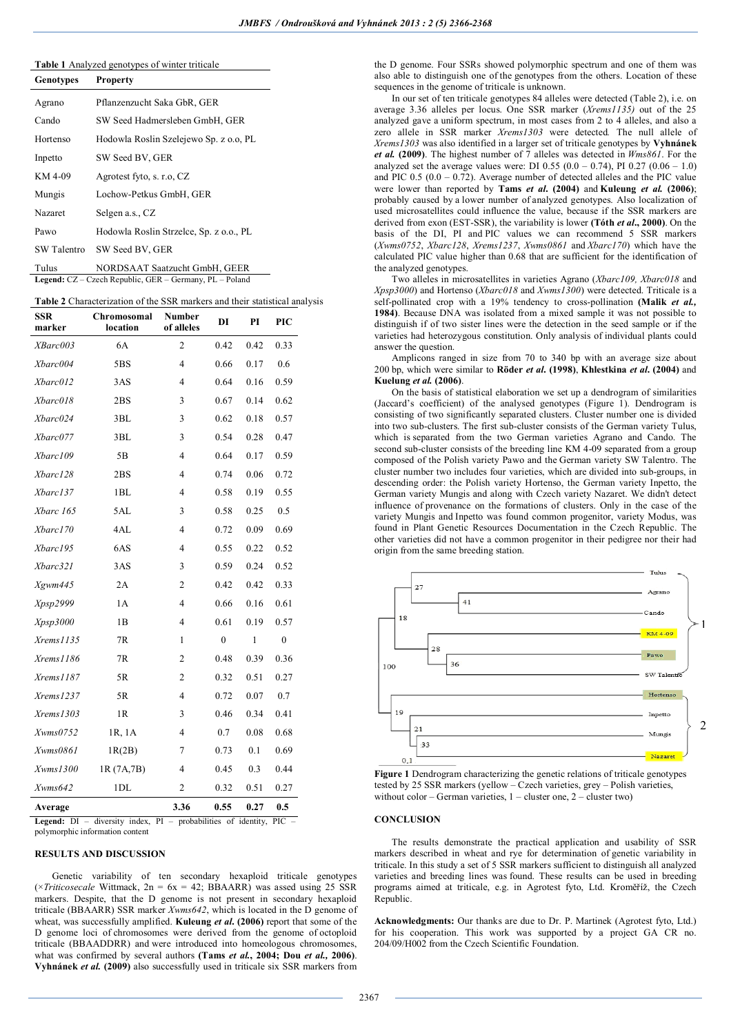**Table 1** Analyzed genotypes of winter triticale

| Genotypes | Property |
|---|---|
| Agrano | Pflanzenzucht Saka GbR, GER |
| Cando | SW Seed Hadmersleben GmbH, GER |
| Hortenso | Hodowla Roslin Szelejewo Sp. z o.o, PL |
| Inpetto | SW Seed BV, GER |
| KM 4-09 | Agrotest fyto, s. r.o, CZ |
| Mungis | Lochow-Petkus GmbH, GER |
| Nazaret | Selgen a.s., CZ |
| Pawo | Hodowla Roslin Strzelce, Sp. z o.o., PL |
| SW Talentro | SW Seed BV, GER |
| Tulus | NORDSAAT Saatzucht GmbH, GEER |

**Legend:** CZ – Czech Republic, GER – Germany, PL – Poland

**Table 2** Characterization of the SSR markers and their statistical analysis

| SSR marker | Chromosomal location | Number of alleles | DI | PI | PIC |
|---|---|---|---|---|---|
| *XBarc003* | 6A | 2 | 0.42 | 0.42 | 0.33 |
| *Xbarc004* | 5BS | 4 | 0.66 | 0.17 | 0.6 |
| *Xbarc012* | 3AS | 4 | 0.64 | 0.16 | 0.59 |
| *Xbarc018* | 2BS | 3 | 0.67 | 0.14 | 0.62 |
| *Xbarc024* | 3BL | 3 | 0.62 | 0.18 | 0.57 |
| *Xbarc077* | 3BL | 3 | 0.54 | 0.28 | 0.47 |
| *Xbarc109* | 5B | 4 | 0.64 | 0.17 | 0.59 |
| *Xbarc128* | 2BS | 4 | 0.74 | 0.06 | 0.72 |
| *Xbarc137* | 1BL | 4 | 0.58 | 0.19 | 0.55 |
| *Xbarc 165* | 5AL | 3 | 0.58 | 0.25 | 0.5 |
| *Xbarc170* | 4AL | 4 | 0.72 | 0.09 | 0.69 |
| *Xbarc195* | 6AS | 4 | 0.55 | 0.22 | 0.52 |
| *Xbarc321* | 3AS | 3 | 0.59 | 0.24 | 0.52 |
| *Xgwm445* | 2A | 2 | 0.42 | 0.42 | 0.33 |
| *Xpsp2999* | 1A | 4 | 0.66 | 0.16 | 0.61 |
| *Xpsp3000* | 1B | 4 | 0.61 | 0.19 | 0.57 |
| *Xrems1135* | 7R | 1 | 0 | 1 | 0 |
| *Xrems1186* | 7R | 2 | 0.48 | 0.39 | 0.36 |
| *Xrems1187* | 5R | 2 | 0.32 | 0.51 | 0.27 |
| *Xrems1237* | 5R | 4 | 0.72 | 0.07 | 0.7 |
| *Xrems1303* | 1R | 3 | 0.46 | 0.34 | 0.41 |
| *Xwms0752* | 1R, 1A | 4 | 0.7 | 0.08 | 0.68 |
| *Xwms0861* | 1R(2B) | 7 | 0.73 | 0.1 | 0.69 |
| *Xwms1300* | 1R (7A,7B) | 4 | 0.45 | 0.3 | 0.44 |
| *Xwms642* | 1DL | 2 | 0.32 | 0.51 | 0.27 |
| **Average** | | **3.36** | **0.55** | **0.27** | **0.5** |

**Legend:** DI – diversity index, PI – probabilities of identity, PIC – polymorphic information content

## RESULTS AND DISCUSSION

Genetic variability of ten secondary hexaploid triticale genotypes (×*Triticosecale* Wittmack, 2n = 6x = 42; BBAARR) was assed using 25 SSR markers. Despite, that the D genome is not present in secondary hexaploid triticale (BBAARR) SSR marker *Xwms642*, which is located in the D genome of wheat, was successfully amplified. **Kuleung *et al.* (2006)** report that some of the D genome loci of chromosomes were derived from the genome of octoploid triticale (BBAADDRR) and were introduced into homeologous chromosomes, what was confirmed by several authors **(Tams *et al.*, 2004; Dou *et al.*, 2006)**. **Vyhnánek *et al.* (2009)** also successfully used in triticale six SSR markers from the D genome. Four SSRs showed polymorphic spectrum and one of them was also able to distinguish one of the genotypes from the others. Location of these sequences in the genome of triticale is unknown.

In our set of ten triticale genotypes 84 alleles were detected (Table 2), i.e. on average 3.36 alleles per locus. One SSR marker (*Xrems1135)* out of the 25 analyzed gave a uniform spectrum, in most cases from 2 to 4 alleles, and also a zero allele in SSR marker *Xrems1303* were detected. The null allele of *Xrems1303* was also identified in a larger set of triticale genotypes by **Vyhnánek *et al.* (2009)**. The highest number of 7 alleles was detected in *Wms861*. For the analyzed set the average values were: DI 0.55 (0.0 – 0.74), PI 0.27 (0.06 – 1.0) and PIC 0.5 (0.0 – 0.72). Average number of detected alleles and the PIC value were lower than reported by **Tams *et al.* (2004)** and **Kuleung *et al.* (2006)**; probably caused by a lower number of analyzed genotypes. Also localization of used microsatellites could influence the value, because if the SSR markers are derived from exon (EST-SSR), the variability is lower **(Tóth *et al.*, 2000)**. On the basis of the DI, PI and PIC values we can recommend 5 SSR markers (*Xwms0752*, *Xbarc128*, *Xrems1237*, *Xwms0861* and *Xbarc170*) which have the calculated PIC value higher than 0.68 that are sufficient for the identification of the analyzed genotypes.

Two alleles in microsatellites in varieties Agrano (*Xbarc109, Xbarc018* and *Xpsp3000*) and Hortenso (*Xbarc018* and *Xwms1300*) were detected. Triticale is a self-pollinated crop with a 19% tendency to cross-pollination **(Malik *et al.*, 1984)**. Because DNA was isolated from a mixed sample it was not possible to distinguish if of two sister lines were the detection in the seed sample or if the varieties had heterozygous constitution. Only analysis of individual plants could answer the question.

Amplicons ranged in size from 70 to 340 bp with an average size about 200 bp, which were similar to **Röder *et al.* (1998)**, **Khlestkina *et al.* (2004)** and **Kuelung *et al.* (2006)**.

On the basis of statistical elaboration we set up a dendrogram of similarities (Jaccard's coefficient) of the analysed genotypes (Figure 1). Dendrogram is consisting of two significantly separated clusters. Cluster number one is divided into two sub-clusters. The first sub-cluster consists of the German variety Tulus, which is separated from the two German varieties Agrano and Cando. The second sub-cluster consists of the breeding line KM 4-09 separated from a group composed of the Polish variety Pawo and the German variety SW Talentro. The cluster number two includes four varieties, which are divided into sub-groups, in descending order: the Polish variety Hortenso, the German variety Inpetto, the German variety Mungis and along with Czech variety Nazaret. We didn't detect influence of provenance on the formations of clusters. Only in the case of the variety Mungis and Inpetto was found common progenitor, variety Modus, was found in Plant Genetic Resources Documentation in the Czech Republic. The other varieties did not have a common progenitor in their pedigree nor their had origin from the same breeding station.

**Figure 1** Dendrogram characterizing the genetic relations of triticale genotypes tested by 25 SSR markers (yellow – Czech varieties, grey – Polish varieties, without color – German varieties, 1 – cluster one, 2 – cluster two)

## CONCLUSION

The results demonstrate the practical application and usability of SSR markers described in wheat and rye for determination of genetic variability in triticale. In this study a set of 5 SSR markers sufficient to distinguish all analyzed varieties and breeding lines was found. These results can be used in breeding programs aimed at triticale, e.g. in Agrotest fyto, Ltd. Kroměříž, the Czech Republic.

**Acknowledgments:** Our thanks are due to Dr. P. Martinek (Agrotest fyto, Ltd.) for his cooperation. This work was supported by a project GA CR no. 204/09/H002 from the Czech Scientific Foundation.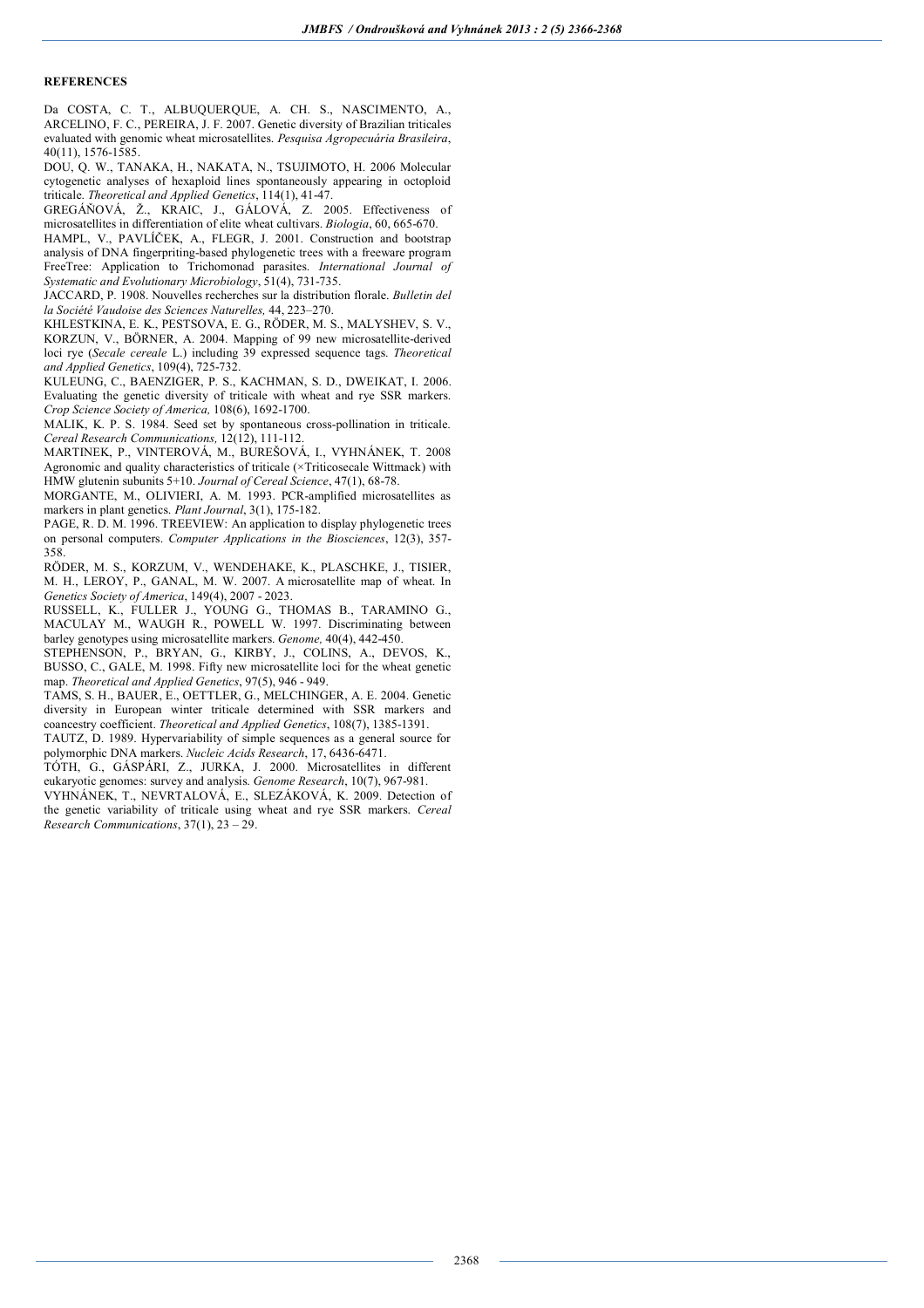**REFERENCES**

Da COSTA, C. T., ALBUQUERQUE, A. CH. S., NASCIMENTO, A., ARCELINO, F. C., PEREIRA, J. F. 2007. Genetic diversity of Brazilian triticales evaluated with genomic wheat microsatellites. *Pesquisa Agropecuária Brasileira*, 40(11), 1576-1585.

DOU, Q. W., TANAKA, H., NAKATA, N., TSUJIMOTO, H. 2006 Molecular cytogenetic analyses of hexaploid lines spontaneously appearing in octoploid triticale. *Theoretical and Applied Genetics*, 114(1), 41-47.

GREGÁŇOVÁ, Ž., KRAIC, J., GÁLOVÁ, Z. 2005. Effectiveness of microsatellites in differentiation of elite wheat cultivars. *Biologia*, 60, 665-670.

HAMPL, V., PAVLÍČEK, A., FLEGR, J. 2001. Construction and bootstrap analysis of DNA fingerpriting-based phylogenetic trees with a freeware program FreeTree: Application to Trichomonad parasites. *International Journal of Systematic and Evolutionary Microbiology*, 51(4), 731-735.

JACCARD, P. 1908. Nouvelles recherches sur la distribution florale. *Bulletin del la Sociétè Vaudoise des Sciences Naturelles,* 44, 223–270.

KHLESTKINA, E. K., PESTSOVA, E. G., RŐDER, M. S., MALYSHEV, S. V., KORZUN, V., BÖRNER, A. 2004. Mapping of 99 new microsatellite-derived loci rye (*Secale cereale* L.) including 39 expressed sequence tags. *Theoretical and Applied Genetics*, 109(4), 725-732.

KULEUNG, C., BAENZIGER, P. S., KACHMAN, S. D., DWEIKAT, I. 2006. Evaluating the genetic diversity of triticale with wheat and rye SSR markers. *Crop Science Society of America,* 108(6), 1692-1700.

MALIK, K. P. S. 1984. Seed set by spontaneous cross-pollination in triticale. *Cereal Research Communications,* 12(12), 111-112.

MARTINEK, P., VINTEROVÁ, M., BUREŠOVÁ, I., VYHNÁNEK, T. 2008 Agronomic and quality characteristics of triticale (×Triticosecale Wittmack) with HMW glutenin subunits 5+10. *Journal of Cereal Science*, 47(1), 68-78.

MORGANTE, M., OLIVIERI, A. M. 1993. PCR-amplified microsatellites as markers in plant genetics. *Plant Journal*, 3(1), 175-182.

PAGE, R. D. M. 1996. TREEVIEW: An application to display phylogenetic trees on personal computers. *Computer Applications in the Biosciences*, 12(3), 357-358.

RŐDER, M. S., KORZUM, V., WENDEHAKE, K., PLASCHKE, J., TISIER, M. H., LEROY, P., GANAL, M. W. 2007. A microsatellite map of wheat. In *Genetics Society of America*, 149(4), 2007 - 2023.

RUSSELL, K., FULLER J., YOUNG G., THOMAS B., TARAMINO G., MACULAY M., WAUGH R., POWELL W. 1997. Discriminating between barley genotypes using microsatellite markers. *Genome,* 40(4), 442-450.

STEPHENSON, P., BRYAN, G., KIRBY, J., COLINS, A., DEVOS, K., BUSSO, C., GALE, M. 1998. Fifty new microsatellite loci for the wheat genetic map. *Theoretical and Applied Genetics*, 97(5), 946 - 949.

TAMS, S. H., BAUER, E., OETTLER, G., MELCHINGER, A. E. 2004. Genetic diversity in European winter triticale determined with SSR markers and coancestry coefficient. *Theoretical and Applied Genetics*, 108(7), 1385-1391.

TAUTZ, D. 1989. Hypervariability of simple sequences as a general source for polymorphic DNA markers. *Nucleic Acids Research*, 17, 6436-6471.

TÓTH, G., GÁSPÁRI, Z., JURKA, J. 2000. Microsatellites in different eukaryotic genomes: survey and analysis. *Genome Research*, 10(7), 967-981.

VYHNÁNEK, T., NEVRTALOVÁ, E., SLEZÁKOVÁ, K. 2009. Detection of the genetic variability of triticale using wheat and rye SSR markers. *Cereal Research Communications*, 37(1), 23 – 29.